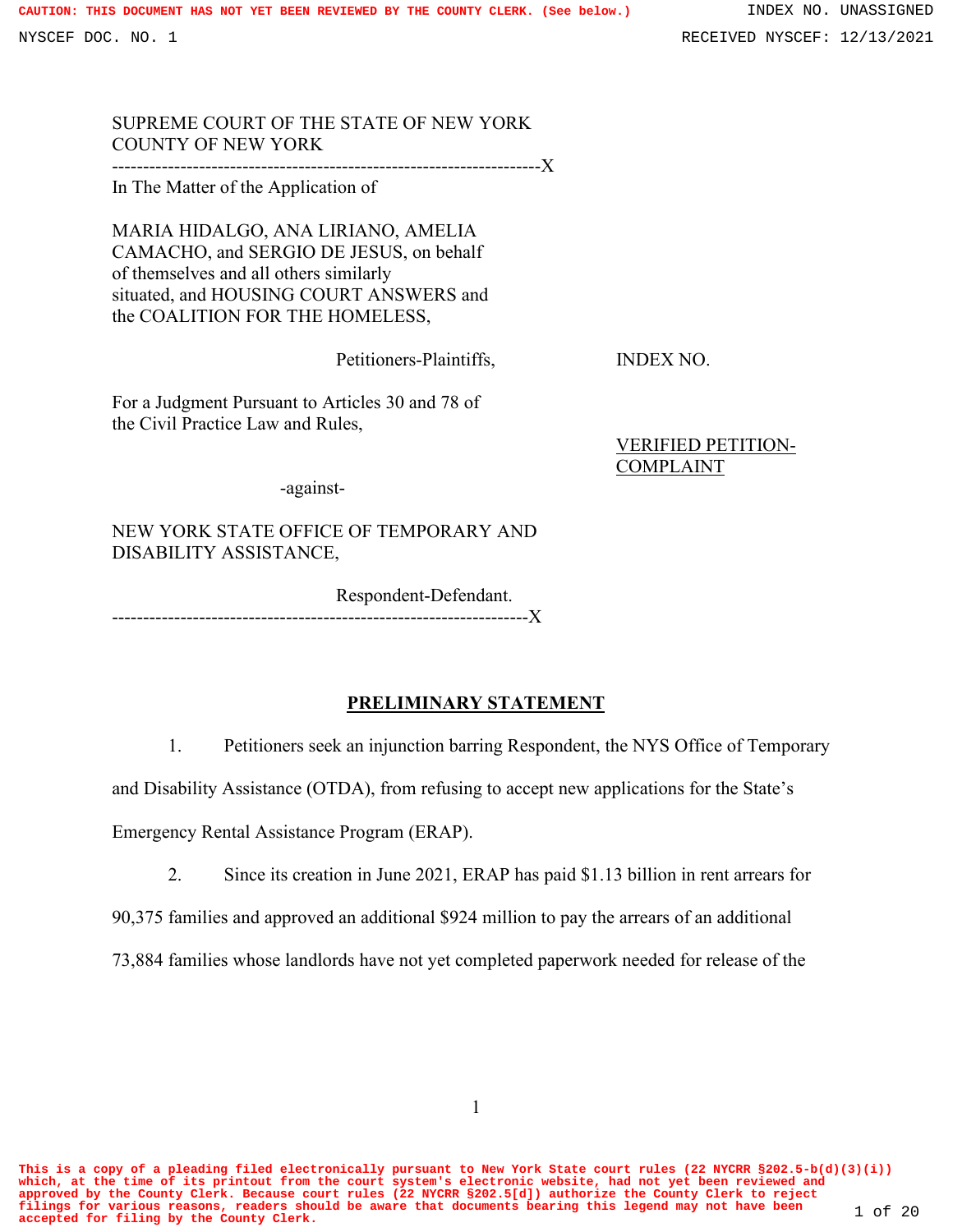SUPREME COURT OF THE STATE OF NEW YORK
COUNTY OF NEW YORK

---------------------------------------------------------------------X

In The Matter of the Application of

MARIA HIDALGO, ANA LIRIANO, AMELIA CAMACHO, and SERGIO DE JESUS, on behalf of themselves and all others similarly situated, and HOUSING COURT ANSWERS and the COALITION FOR THE HOMELESS,

Petitioners-Plaintiffs,

INDEX NO.

For a Judgment Pursuant to Articles 30 and 78 of the Civil Practice Law and Rules,

VERIFIED PETITION-COMPLAINT

-against-

NEW YORK STATE OFFICE OF TEMPORARY AND DISABILITY ASSISTANCE,

Respondent-Defendant.

---------------------------------------------------------------------X

## PRELIMINARY STATEMENT

1. Petitioners seek an injunction barring Respondent, the NYS Office of Temporary and Disability Assistance (OTDA), from refusing to accept new applications for the State's Emergency Rental Assistance Program (ERAP).

2. Since its creation in June 2021, ERAP has paid $1.13 billion in rent arrears for 90,375 families and approved an additional $924 million to pay the arrears of an additional 73,884 families whose landlords have not yet completed paperwork needed for release of the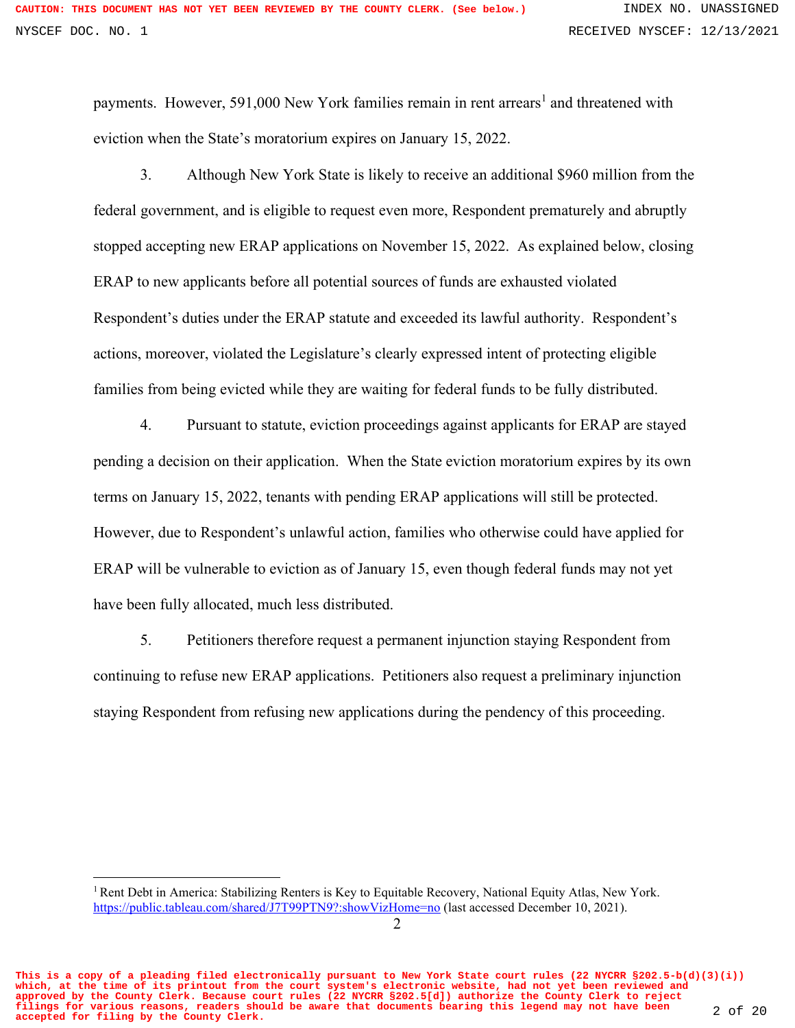payments. However, 591,000 New York families remain in rent arrears[1] and threatened with eviction when the State's moratorium expires on January 15, 2022.

3. Although New York State is likely to receive an additional $960 million from the federal government, and is eligible to request even more, Respondent prematurely and abruptly stopped accepting new ERAP applications on November 15, 2022. As explained below, closing ERAP to new applicants before all potential sources of funds are exhausted violated Respondent's duties under the ERAP statute and exceeded its lawful authority. Respondent's actions, moreover, violated the Legislature's clearly expressed intent of protecting eligible families from being evicted while they are waiting for federal funds to be fully distributed.

4. Pursuant to statute, eviction proceedings against applicants for ERAP are stayed pending a decision on their application. When the State eviction moratorium expires by its own terms on January 15, 2022, tenants with pending ERAP applications will still be protected. However, due to Respondent's unlawful action, families who otherwise could have applied for ERAP will be vulnerable to eviction as of January 15, even though federal funds may not yet have been fully allocated, much less distributed.

5. Petitioners therefore request a permanent injunction staying Respondent from continuing to refuse new ERAP applications. Petitioners also request a preliminary injunction staying Respondent from refusing new applications during the pendency of this proceeding.

---

[1] Rent Debt in America: Stabilizing Renters is Key to Equitable Recovery, National Equity Atlas, New York. https://public.tableau.com/shared/J7T99PTN9?:showVizHome=no (last accessed December 10, 2021).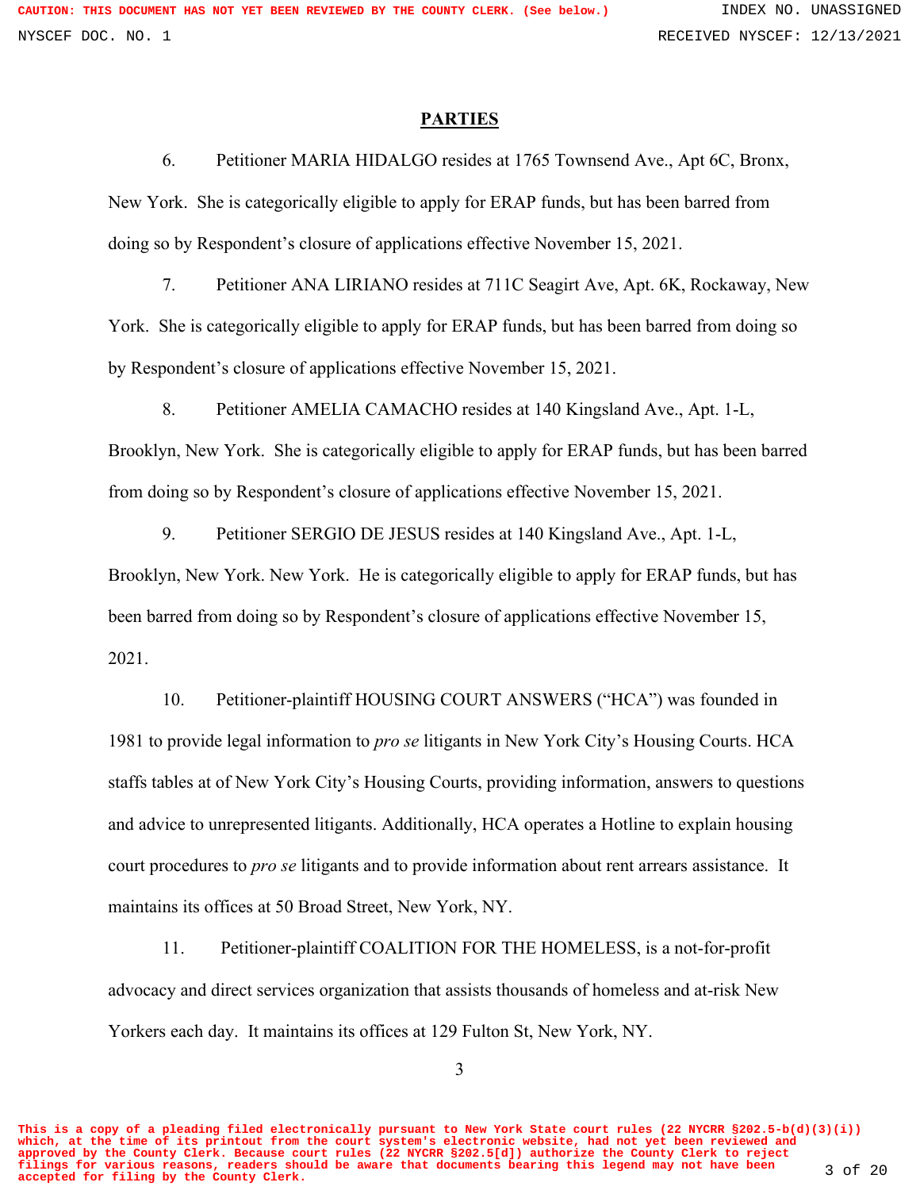**PARTIES**

6. Petitioner MARIA HIDALGO resides at 1765 Townsend Ave., Apt 6C, Bronx, New York. She is categorically eligible to apply for ERAP funds, but has been barred from doing so by Respondent's closure of applications effective November 15, 2021.

7. Petitioner ANA LIRIANO resides at 711C Seagirt Ave, Apt. 6K, Rockaway, New York. She is categorically eligible to apply for ERAP funds, but has been barred from doing so by Respondent's closure of applications effective November 15, 2021.

8. Petitioner AMELIA CAMACHO resides at 140 Kingsland Ave., Apt. 1-L, Brooklyn, New York. She is categorically eligible to apply for ERAP funds, but has been barred from doing so by Respondent's closure of applications effective November 15, 2021.

9. Petitioner SERGIO DE JESUS resides at 140 Kingsland Ave., Apt. 1-L, Brooklyn, New York. New York. He is categorically eligible to apply for ERAP funds, but has been barred from doing so by Respondent's closure of applications effective November 15, 2021.

10. Petitioner-plaintiff HOUSING COURT ANSWERS ("HCA") was founded in 1981 to provide legal information to *pro se* litigants in New York City's Housing Courts. HCA staffs tables at of New York City's Housing Courts, providing information, answers to questions and advice to unrepresented litigants. Additionally, HCA operates a Hotline to explain housing court procedures to *pro se* litigants and to provide information about rent arrears assistance. It maintains its offices at 50 Broad Street, New York, NY.

11. Petitioner-plaintiff COALITION FOR THE HOMELESS, is a not-for-profit advocacy and direct services organization that assists thousands of homeless and at-risk New Yorkers each day. It maintains its offices at 129 Fulton St, New York, NY.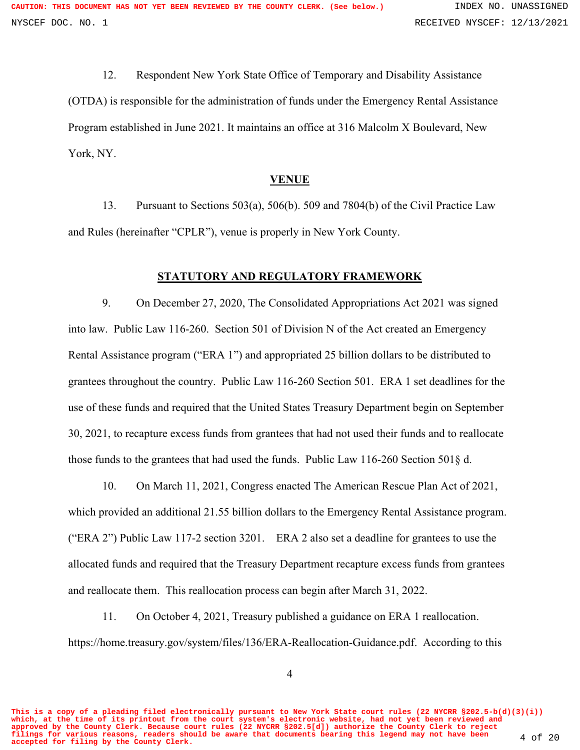12. Respondent New York State Office of Temporary and Disability Assistance (OTDA) is responsible for the administration of funds under the Emergency Rental Assistance Program established in June 2021. It maintains an office at 316 Malcolm X Boulevard, New York, NY.

## VENUE

13. Pursuant to Sections 503(a), 506(b). 509 and 7804(b) of the Civil Practice Law and Rules (hereinafter "CPLR"), venue is properly in New York County.

## STATUTORY AND REGULATORY FRAMEWORK

9. On December 27, 2020, The Consolidated Appropriations Act 2021 was signed into law. Public Law 116-260. Section 501 of Division N of the Act created an Emergency Rental Assistance program ("ERA 1") and appropriated 25 billion dollars to be distributed to grantees throughout the country. Public Law 116-260 Section 501. ERA 1 set deadlines for the use of these funds and required that the United States Treasury Department begin on September 30, 2021, to recapture excess funds from grantees that had not used their funds and to reallocate those funds to the grantees that had used the funds. Public Law 116-260 Section 501§ d.

10. On March 11, 2021, Congress enacted The American Rescue Plan Act of 2021, which provided an additional 21.55 billion dollars to the Emergency Rental Assistance program. ("ERA 2") Public Law 117-2 section 3201. ERA 2 also set a deadline for grantees to use the allocated funds and required that the Treasury Department recapture excess funds from grantees and reallocate them. This reallocation process can begin after March 31, 2022.

11. On October 4, 2021, Treasury published a guidance on ERA 1 reallocation. https://home.treasury.gov/system/files/136/ERA-Reallocation-Guidance.pdf. According to this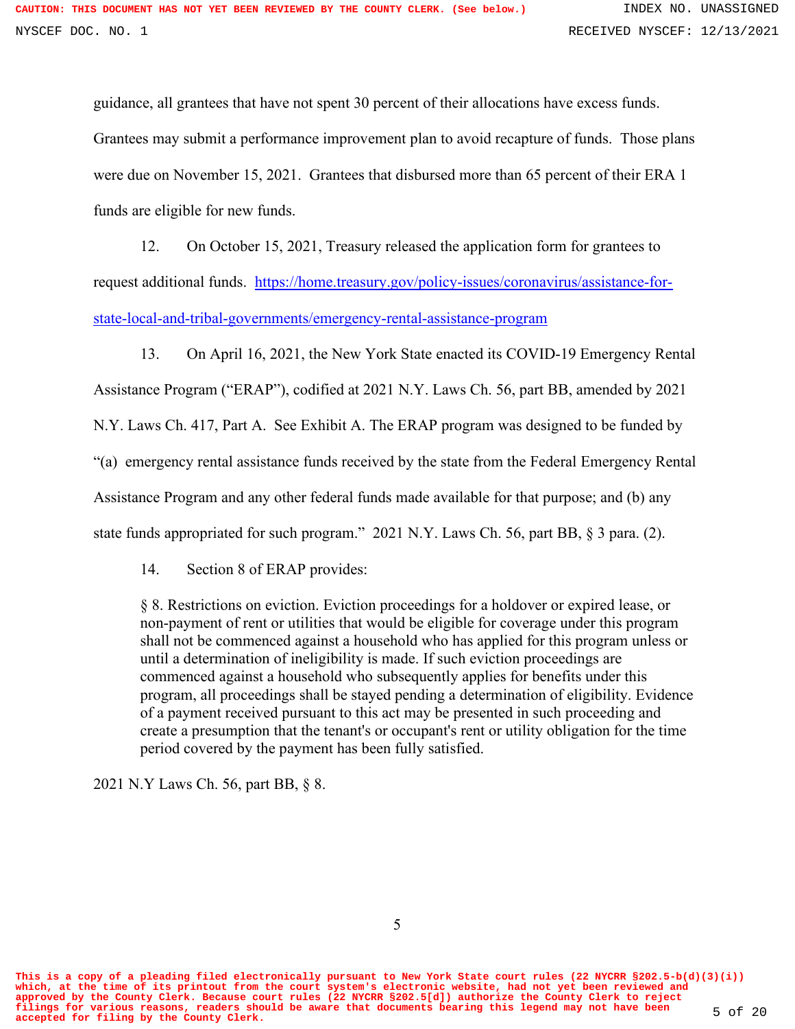guidance, all grantees that have not spent 30 percent of their allocations have excess funds. Grantees may submit a performance improvement plan to avoid recapture of funds. Those plans were due on November 15, 2021. Grantees that disbursed more than 65 percent of their ERA 1 funds are eligible for new funds.

12. On October 15, 2021, Treasury released the application form for grantees to request additional funds. [https://home.treasury.gov/policy-issues/coronavirus/assistance-for-state-local-and-tribal-governments/emergency-rental-assistance-program](https://home.treasury.gov/policy-issues/coronavirus/assistance-for-state-local-and-tribal-governments/emergency-rental-assistance-program)

13. On April 16, 2021, the New York State enacted its COVID-19 Emergency Rental Assistance Program ("ERAP"), codified at 2021 N.Y. Laws Ch. 56, part BB, amended by 2021 N.Y. Laws Ch. 417, Part A. See Exhibit A. The ERAP program was designed to be funded by "(a) emergency rental assistance funds received by the state from the Federal Emergency Rental Assistance Program and any other federal funds made available for that purpose; and (b) any state funds appropriated for such program." 2021 N.Y. Laws Ch. 56, part BB, § 3 para. (2).

14. Section 8 of ERAP provides:

> § 8. Restrictions on eviction. Eviction proceedings for a holdover or expired lease, or non-payment of rent or utilities that would be eligible for coverage under this program shall not be commenced against a household who has applied for this program unless or until a determination of ineligibility is made. If such eviction proceedings are commenced against a household who subsequently applies for benefits under this program, all proceedings shall be stayed pending a determination of eligibility. Evidence of a payment received pursuant to this act may be presented in such proceeding and create a presumption that the tenant's or occupant's rent or utility obligation for the time period covered by the payment has been fully satisfied.

2021 N.Y Laws Ch. 56, part BB, § 8.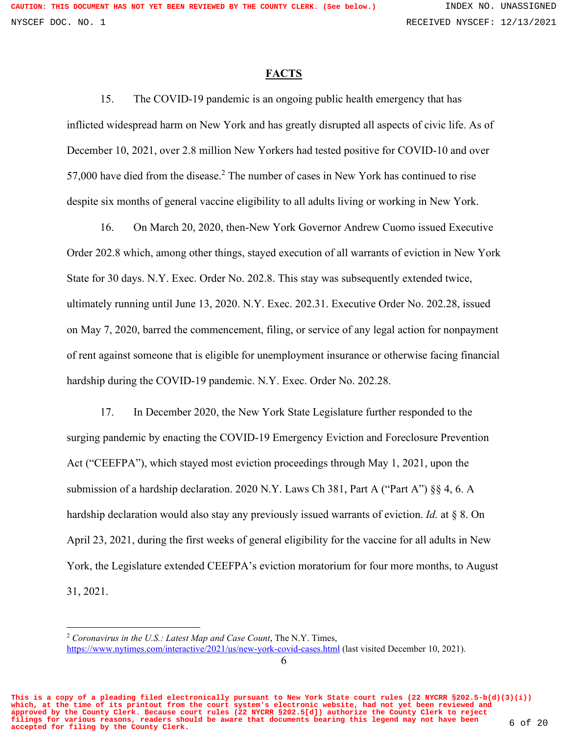## FACTS

15. The COVID-19 pandemic is an ongoing public health emergency that has inflicted widespread harm on New York and has greatly disrupted all aspects of civic life. As of December 10, 2021, over 2.8 million New Yorkers had tested positive for COVID-10 and over 57,000 have died from the disease.[2] The number of cases in New York has continued to rise despite six months of general vaccine eligibility to all adults living or working in New York.

16. On March 20, 2020, then-New York Governor Andrew Cuomo issued Executive Order 202.8 which, among other things, stayed execution of all warrants of eviction in New York State for 30 days. N.Y. Exec. Order No. 202.8. This stay was subsequently extended twice, ultimately running until June 13, 2020. N.Y. Exec. 202.31. Executive Order No. 202.28, issued on May 7, 2020, barred the commencement, filing, or service of any legal action for nonpayment of rent against someone that is eligible for unemployment insurance or otherwise facing financial hardship during the COVID-19 pandemic. N.Y. Exec. Order No. 202.28.

17. In December 2020, the New York State Legislature further responded to the surging pandemic by enacting the COVID-19 Emergency Eviction and Foreclosure Prevention Act ("CEEFPA"), which stayed most eviction proceedings through May 1, 2021, upon the submission of a hardship declaration. 2020 N.Y. Laws Ch 381, Part A ("Part A") §§ 4, 6. A hardship declaration would also stay any previously issued warrants of eviction. *Id.* at § 8. On April 23, 2021, during the first weeks of general eligibility for the vaccine for all adults in New York, the Legislature extended CEEFPA's eviction moratorium for four more months, to August 31, 2021.

---

[2] *Coronavirus in the U.S.: Latest Map and Case Count*, The N.Y. Times, https://www.nytimes.com/interactive/2021/us/new-york-covid-cases.html (last visited December 10, 2021).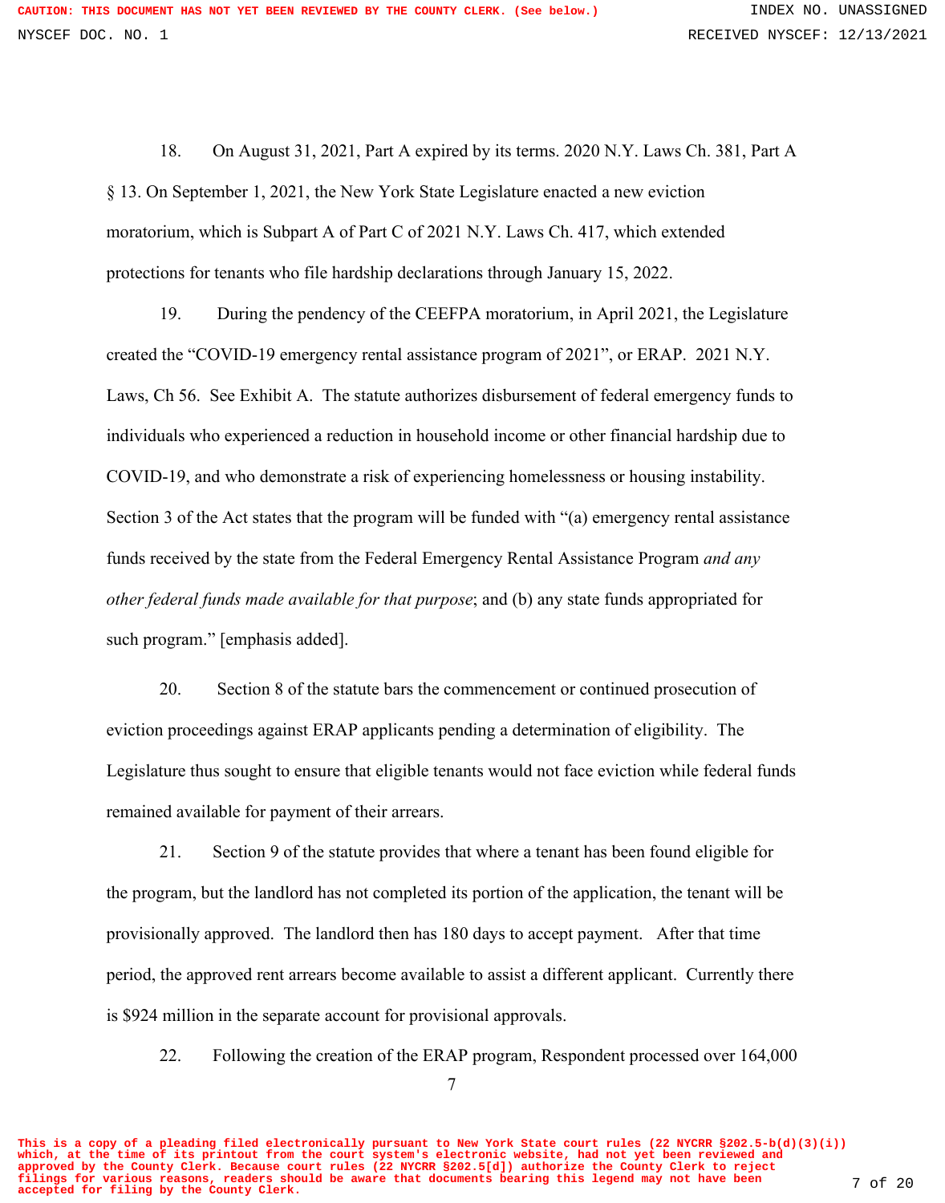18. On August 31, 2021, Part A expired by its terms. 2020 N.Y. Laws Ch. 381, Part A § 13. On September 1, 2021, the New York State Legislature enacted a new eviction moratorium, which is Subpart A of Part C of 2021 N.Y. Laws Ch. 417, which extended protections for tenants who file hardship declarations through January 15, 2022.

19. During the pendency of the CEEFPA moratorium, in April 2021, the Legislature created the "COVID-19 emergency rental assistance program of 2021", or ERAP. 2021 N.Y. Laws, Ch 56. See Exhibit A. The statute authorizes disbursement of federal emergency funds to individuals who experienced a reduction in household income or other financial hardship due to COVID-19, and who demonstrate a risk of experiencing homelessness or housing instability. Section 3 of the Act states that the program will be funded with "(a) emergency rental assistance funds received by the state from the Federal Emergency Rental Assistance Program *and any other federal funds made available for that purpose*; and (b) any state funds appropriated for such program." [emphasis added].

20. Section 8 of the statute bars the commencement or continued prosecution of eviction proceedings against ERAP applicants pending a determination of eligibility. The Legislature thus sought to ensure that eligible tenants would not face eviction while federal funds remained available for payment of their arrears.

21. Section 9 of the statute provides that where a tenant has been found eligible for the program, but the landlord has not completed its portion of the application, the tenant will be provisionally approved. The landlord then has 180 days to accept payment. After that time period, the approved rent arrears become available to assist a different applicant. Currently there is $924 million in the separate account for provisional approvals.

22. Following the creation of the ERAP program, Respondent processed over 164,000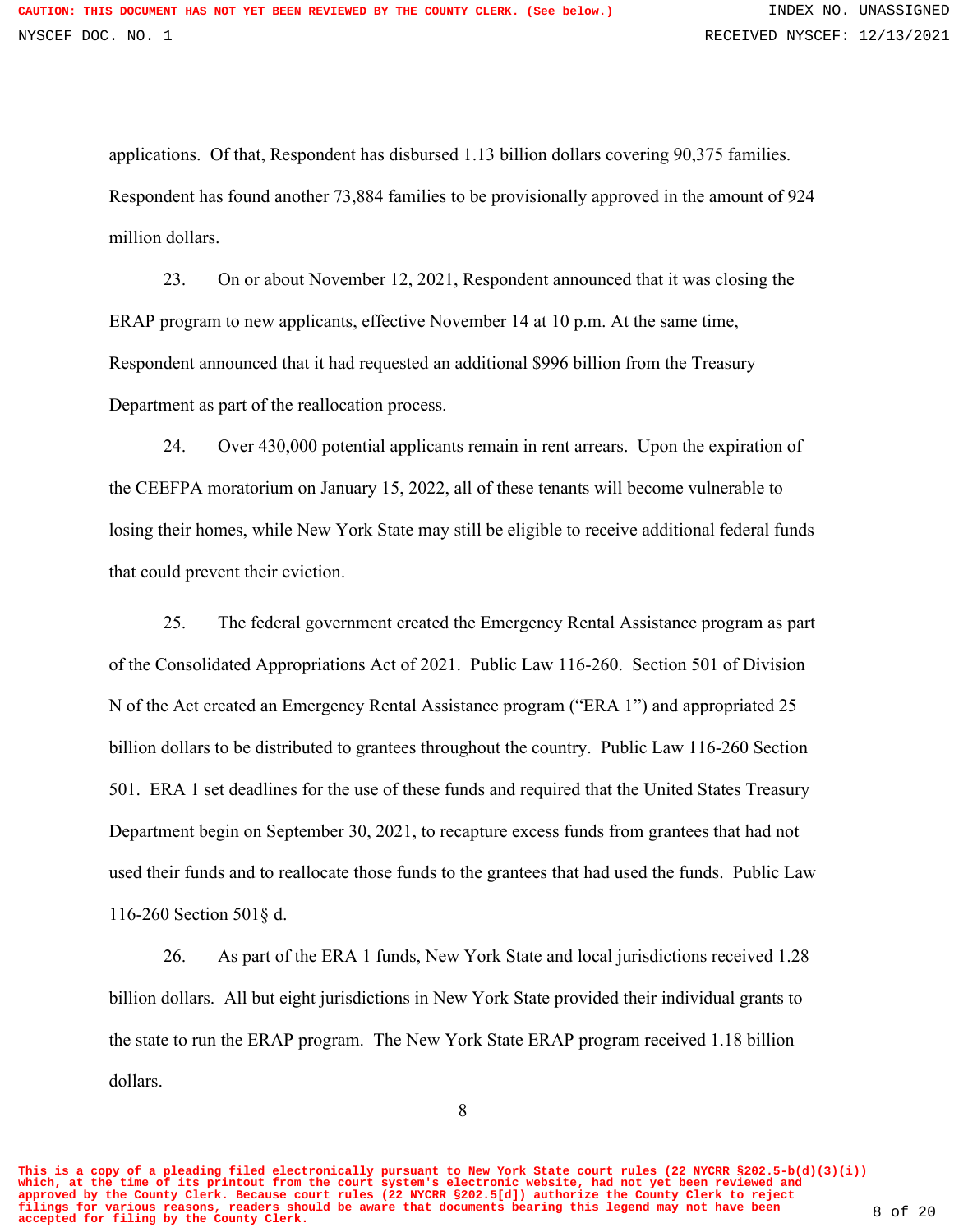applications. Of that, Respondent has disbursed 1.13 billion dollars covering 90,375 families. Respondent has found another 73,884 families to be provisionally approved in the amount of 924 million dollars.

23. On or about November 12, 2021, Respondent announced that it was closing the ERAP program to new applicants, effective November 14 at 10 p.m. At the same time, Respondent announced that it had requested an additional $996 billion from the Treasury Department as part of the reallocation process.

24. Over 430,000 potential applicants remain in rent arrears. Upon the expiration of the CEEFPA moratorium on January 15, 2022, all of these tenants will become vulnerable to losing their homes, while New York State may still be eligible to receive additional federal funds that could prevent their eviction.

25. The federal government created the Emergency Rental Assistance program as part of the Consolidated Appropriations Act of 2021. Public Law 116-260. Section 501 of Division N of the Act created an Emergency Rental Assistance program ("ERA 1") and appropriated 25 billion dollars to be distributed to grantees throughout the country. Public Law 116-260 Section 501. ERA 1 set deadlines for the use of these funds and required that the United States Treasury Department begin on September 30, 2021, to recapture excess funds from grantees that had not used their funds and to reallocate those funds to the grantees that had used the funds. Public Law 116-260 Section 501§ d.

26. As part of the ERA 1 funds, New York State and local jurisdictions received 1.28 billion dollars. All but eight jurisdictions in New York State provided their individual grants to the state to run the ERAP program. The New York State ERAP program received 1.18 billion dollars.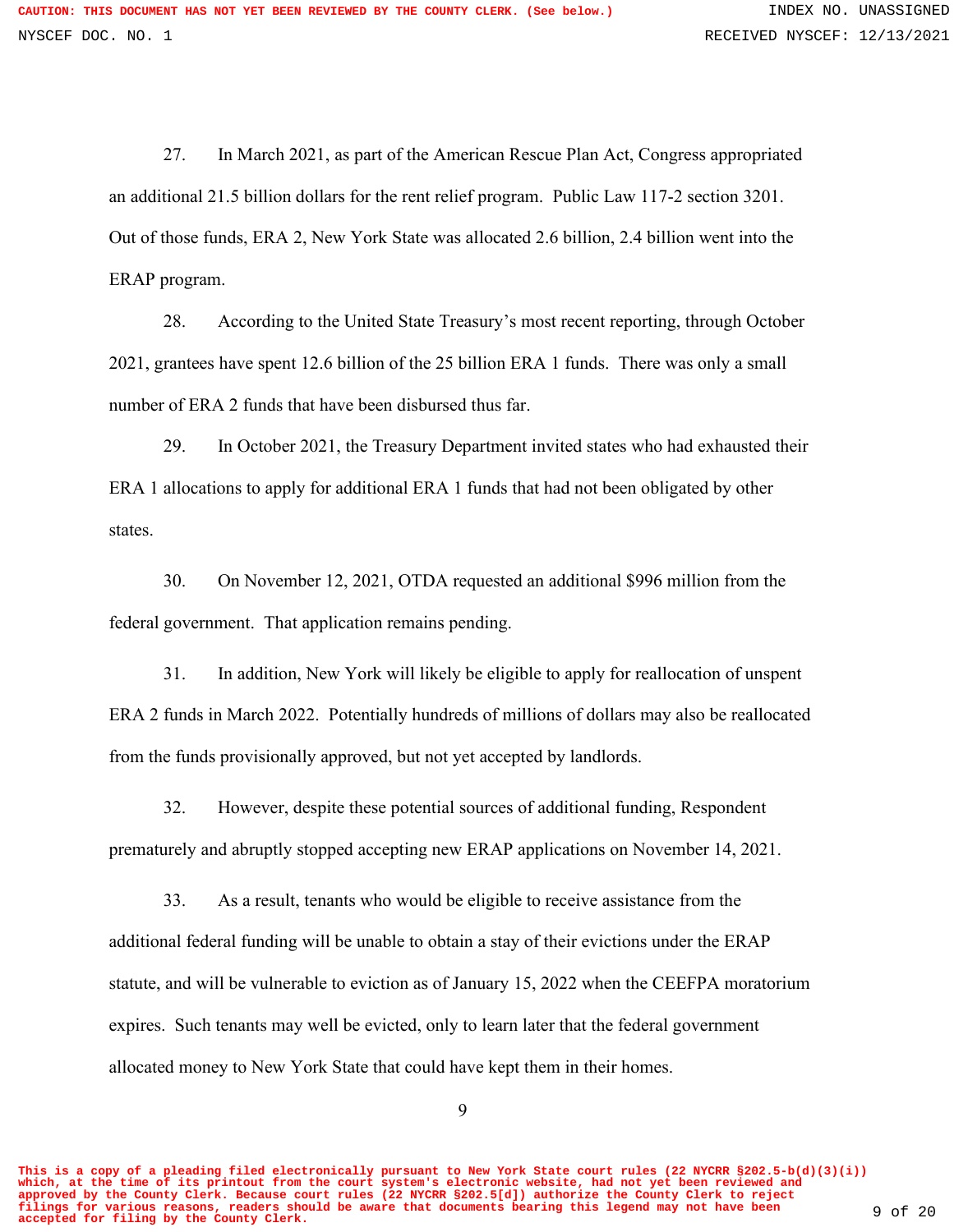27. In March 2021, as part of the American Rescue Plan Act, Congress appropriated an additional 21.5 billion dollars for the rent relief program. Public Law 117-2 section 3201. Out of those funds, ERA 2, New York State was allocated 2.6 billion, 2.4 billion went into the ERAP program.

28. According to the United State Treasury's most recent reporting, through October 2021, grantees have spent 12.6 billion of the 25 billion ERA 1 funds. There was only a small number of ERA 2 funds that have been disbursed thus far.

29. In October 2021, the Treasury Department invited states who had exhausted their ERA 1 allocations to apply for additional ERA 1 funds that had not been obligated by other states.

30. On November 12, 2021, OTDA requested an additional $996 million from the federal government. That application remains pending.

31. In addition, New York will likely be eligible to apply for reallocation of unspent ERA 2 funds in March 2022. Potentially hundreds of millions of dollars may also be reallocated from the funds provisionally approved, but not yet accepted by landlords.

32. However, despite these potential sources of additional funding, Respondent prematurely and abruptly stopped accepting new ERAP applications on November 14, 2021.

33. As a result, tenants who would be eligible to receive assistance from the additional federal funding will be unable to obtain a stay of their evictions under the ERAP statute, and will be vulnerable to eviction as of January 15, 2022 when the CEEFPA moratorium expires. Such tenants may well be evicted, only to learn later that the federal government allocated money to New York State that could have kept them in their homes.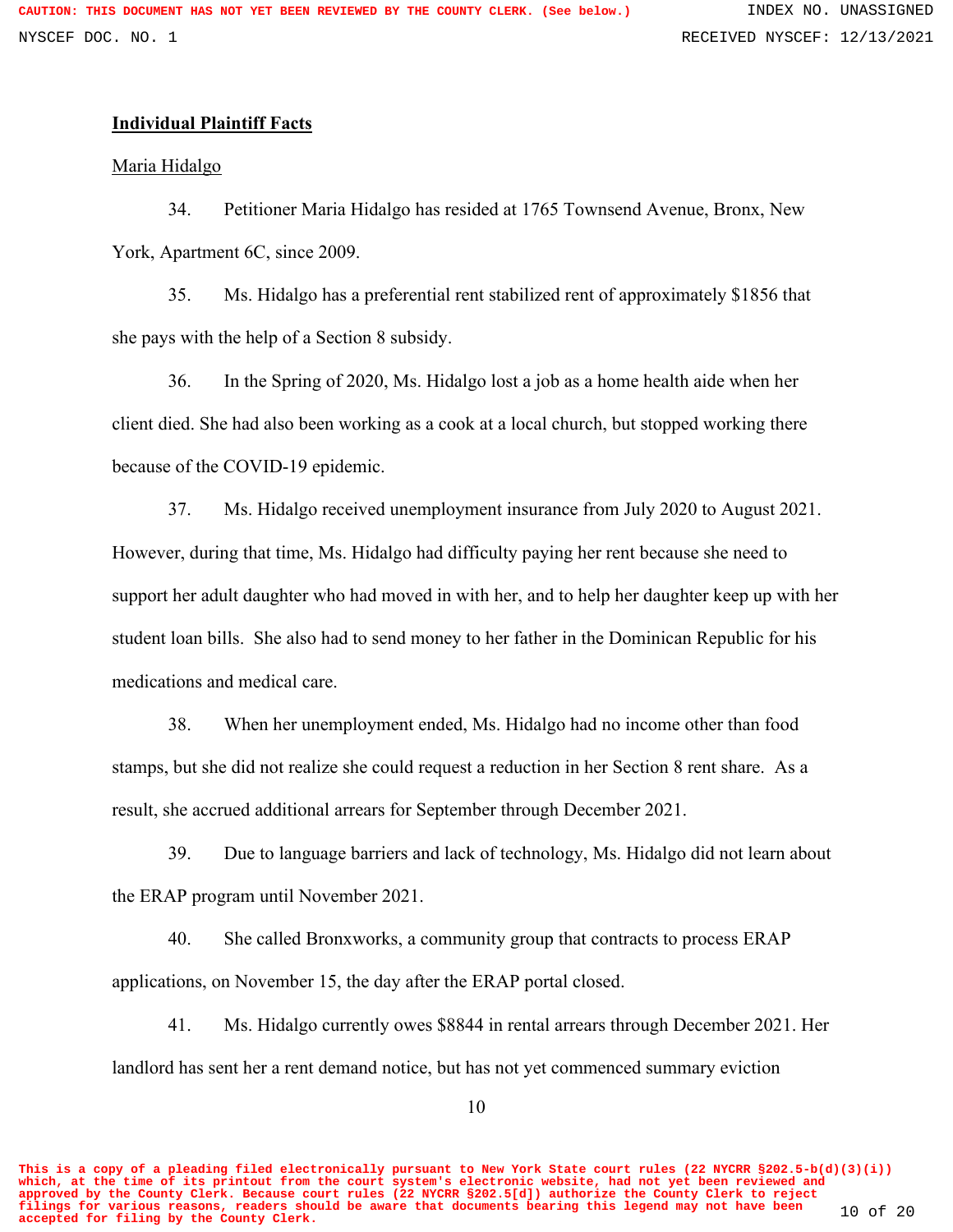**<u>Individual Plaintiff Facts</u>**

<u>Maria Hidalgo</u>

34. Petitioner Maria Hidalgo has resided at 1765 Townsend Avenue, Bronx, New York, Apartment 6C, since 2009.

35. Ms. Hidalgo has a preferential rent stabilized rent of approximately $1856 that she pays with the help of a Section 8 subsidy.

36. In the Spring of 2020, Ms. Hidalgo lost a job as a home health aide when her client died. She had also been working as a cook at a local church, but stopped working there because of the COVID-19 epidemic.

37. Ms. Hidalgo received unemployment insurance from July 2020 to August 2021. However, during that time, Ms. Hidalgo had difficulty paying her rent because she need to support her adult daughter who had moved in with her, and to help her daughter keep up with her student loan bills. She also had to send money to her father in the Dominican Republic for his medications and medical care.

38. When her unemployment ended, Ms. Hidalgo had no income other than food stamps, but she did not realize she could request a reduction in her Section 8 rent share. As a result, she accrued additional arrears for September through December 2021.

39. Due to language barriers and lack of technology, Ms. Hidalgo did not learn about the ERAP program until November 2021.

40. She called Bronxworks, a community group that contracts to process ERAP applications, on November 15, the day after the ERAP portal closed.

41. Ms. Hidalgo currently owes $8844 in rental arrears through December 2021. Her landlord has sent her a rent demand notice, but has not yet commenced summary eviction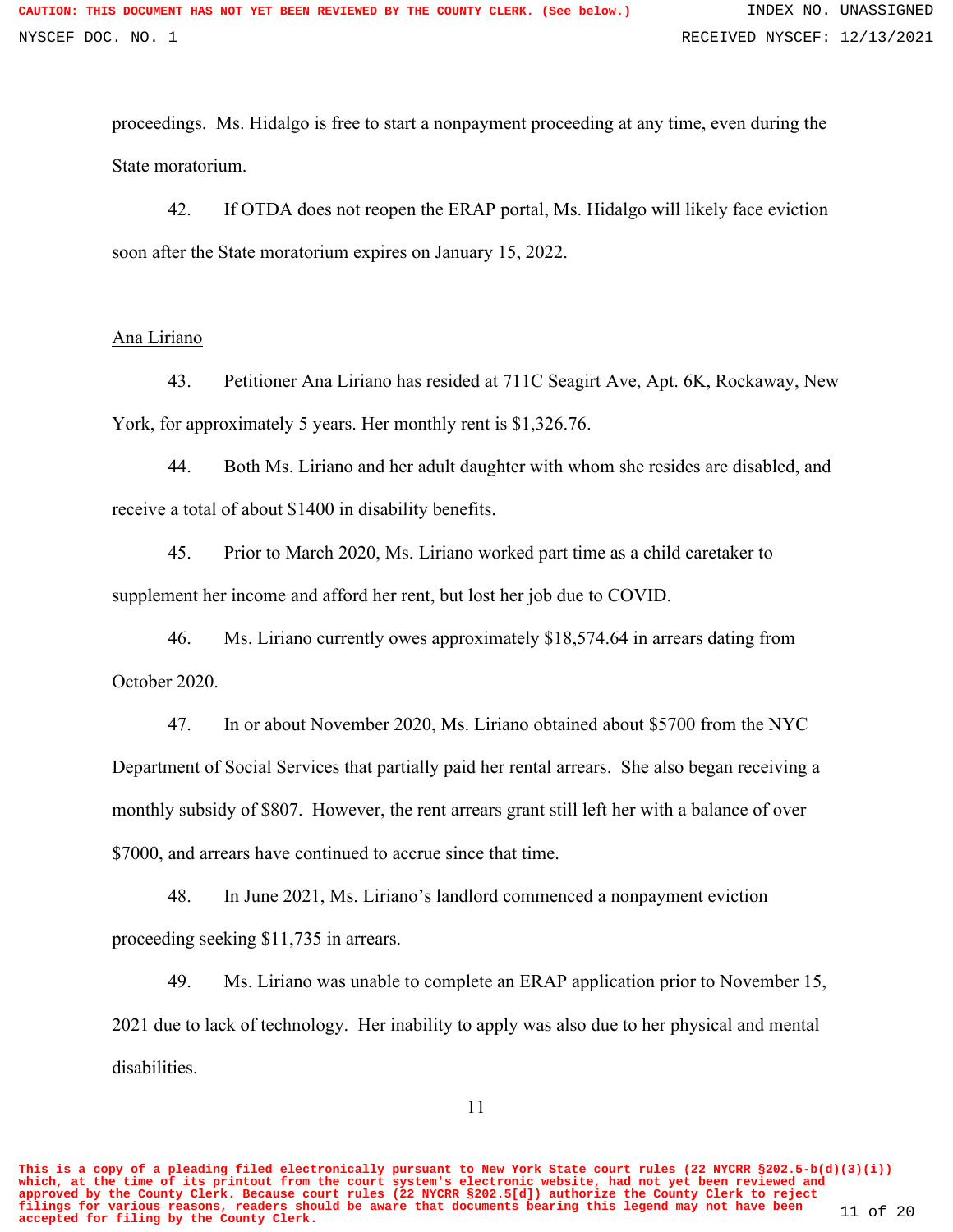proceedings. Ms. Hidalgo is free to start a nonpayment proceeding at any time, even during the State moratorium.

42. If OTDA does not reopen the ERAP portal, Ms. Hidalgo will likely face eviction soon after the State moratorium expires on January 15, 2022.

Ana Liriano

43. Petitioner Ana Liriano has resided at 711C Seagirt Ave, Apt. 6K, Rockaway, New York, for approximately 5 years. Her monthly rent is $1,326.76.

44. Both Ms. Liriano and her adult daughter with whom she resides are disabled, and receive a total of about $1400 in disability benefits.

45. Prior to March 2020, Ms. Liriano worked part time as a child caretaker to supplement her income and afford her rent, but lost her job due to COVID.

46. Ms. Liriano currently owes approximately $18,574.64 in arrears dating from October 2020.

47. In or about November 2020, Ms. Liriano obtained about $5700 from the NYC Department of Social Services that partially paid her rental arrears. She also began receiving a monthly subsidy of $807. However, the rent arrears grant still left her with a balance of over $7000, and arrears have continued to accrue since that time.

48. In June 2021, Ms. Liriano's landlord commenced a nonpayment eviction proceeding seeking $11,735 in arrears.

49. Ms. Liriano was unable to complete an ERAP application prior to November 15, 2021 due to lack of technology. Her inability to apply was also due to her physical and mental disabilities.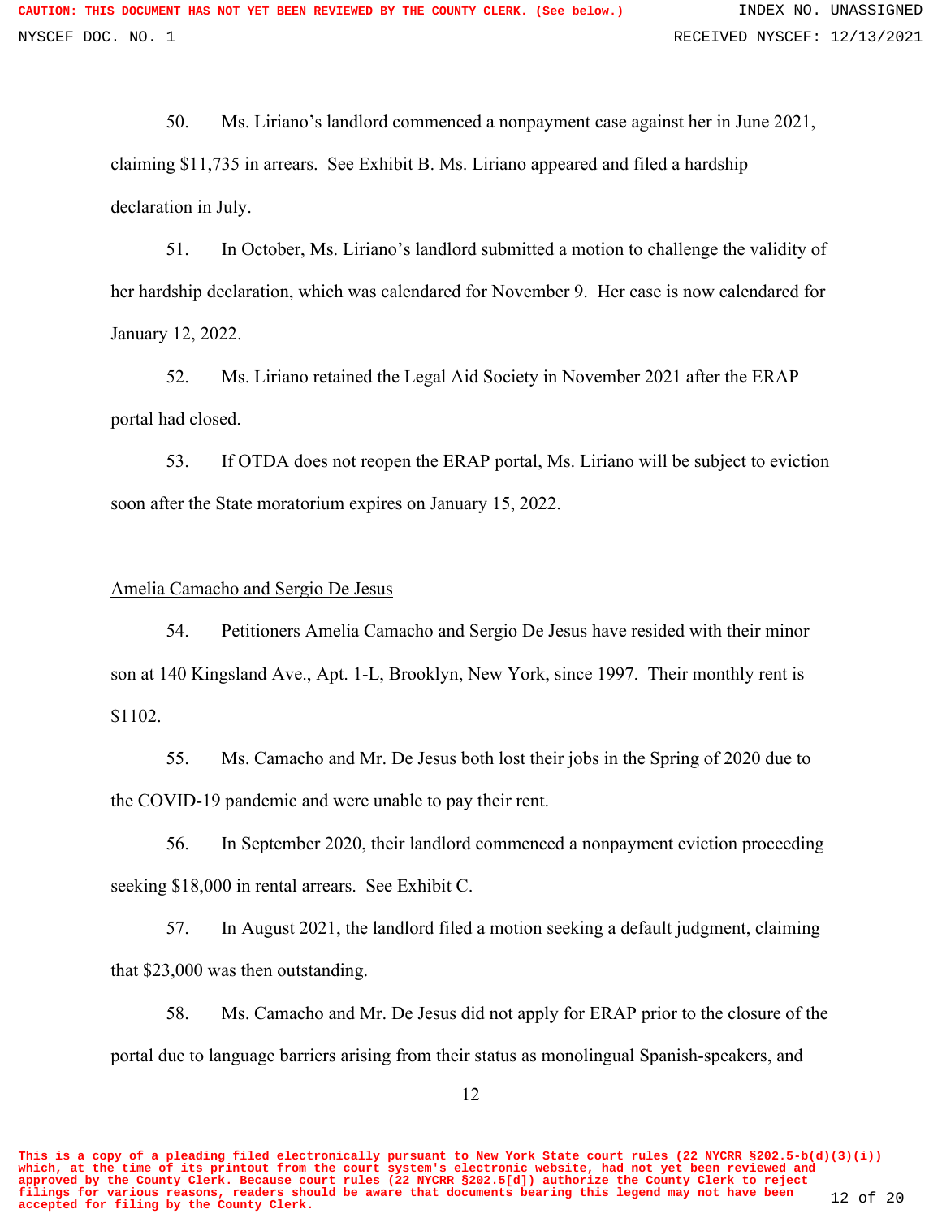50. Ms. Liriano's landlord commenced a nonpayment case against her in June 2021, claiming $11,735 in arrears. See Exhibit B. Ms. Liriano appeared and filed a hardship declaration in July.

51. In October, Ms. Liriano's landlord submitted a motion to challenge the validity of her hardship declaration, which was calendared for November 9. Her case is now calendared for January 12, 2022.

52. Ms. Liriano retained the Legal Aid Society in November 2021 after the ERAP portal had closed.

53. If OTDA does not reopen the ERAP portal, Ms. Liriano will be subject to eviction soon after the State moratorium expires on January 15, 2022.

Amelia Camacho and Sergio De Jesus

54. Petitioners Amelia Camacho and Sergio De Jesus have resided with their minor son at 140 Kingsland Ave., Apt. 1-L, Brooklyn, New York, since 1997. Their monthly rent is $1102.

55. Ms. Camacho and Mr. De Jesus both lost their jobs in the Spring of 2020 due to the COVID-19 pandemic and were unable to pay their rent.

56. In September 2020, their landlord commenced a nonpayment eviction proceeding seeking $18,000 in rental arrears. See Exhibit C.

57. In August 2021, the landlord filed a motion seeking a default judgment, claiming that $23,000 was then outstanding.

58. Ms. Camacho and Mr. De Jesus did not apply for ERAP prior to the closure of the portal due to language barriers arising from their status as monolingual Spanish-speakers, and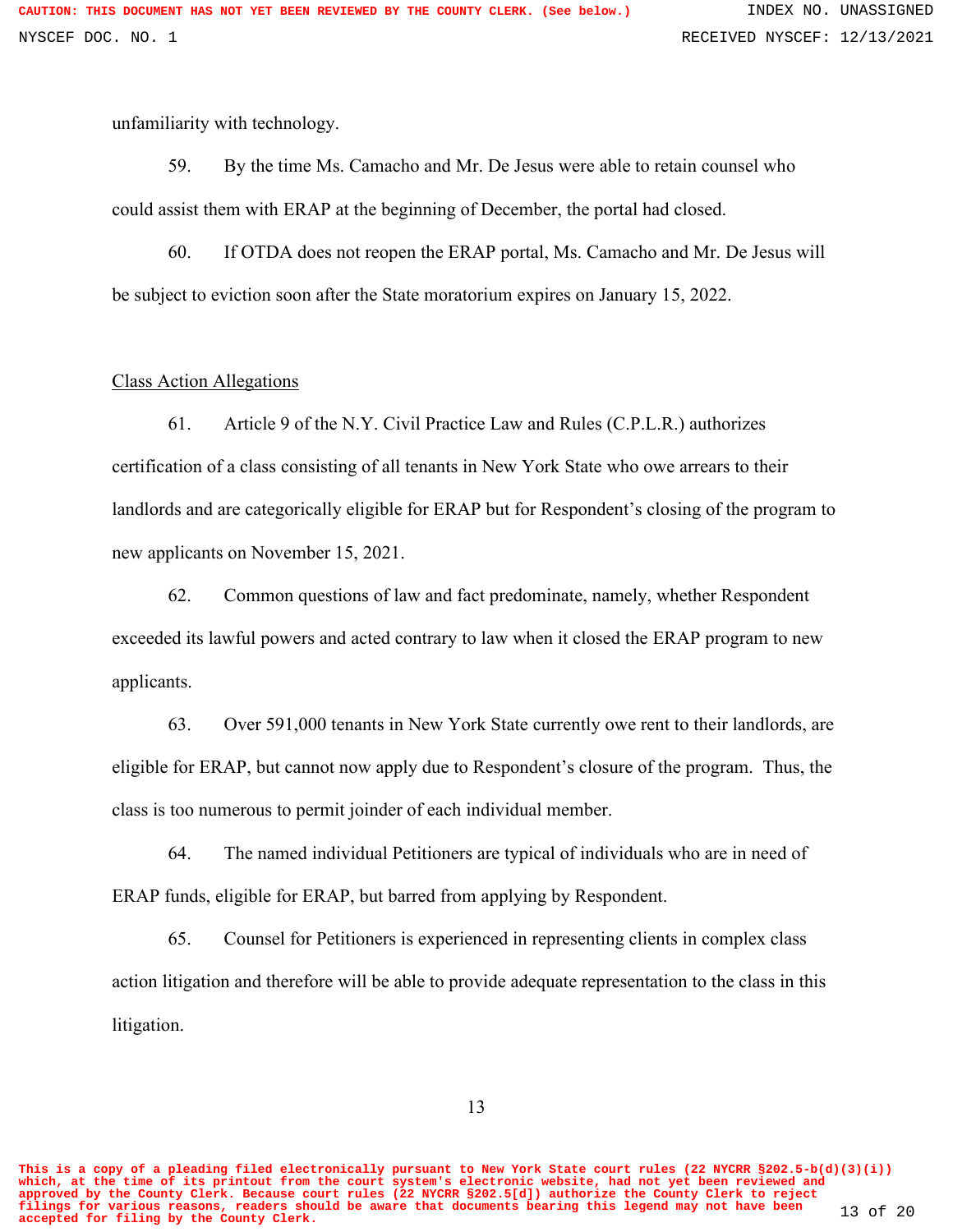unfamiliarity with technology.

59. By the time Ms. Camacho and Mr. De Jesus were able to retain counsel who could assist them with ERAP at the beginning of December, the portal had closed.

60. If OTDA does not reopen the ERAP portal, Ms. Camacho and Mr. De Jesus will be subject to eviction soon after the State moratorium expires on January 15, 2022.

Class Action Allegations

61. Article 9 of the N.Y. Civil Practice Law and Rules (C.P.L.R.) authorizes certification of a class consisting of all tenants in New York State who owe arrears to their landlords and are categorically eligible for ERAP but for Respondent's closing of the program to new applicants on November 15, 2021.

62. Common questions of law and fact predominate, namely, whether Respondent exceeded its lawful powers and acted contrary to law when it closed the ERAP program to new applicants.

63. Over 591,000 tenants in New York State currently owe rent to their landlords, are eligible for ERAP, but cannot now apply due to Respondent's closure of the program. Thus, the class is too numerous to permit joinder of each individual member.

64. The named individual Petitioners are typical of individuals who are in need of ERAP funds, eligible for ERAP, but barred from applying by Respondent.

65. Counsel for Petitioners is experienced in representing clients in complex class action litigation and therefore will be able to provide adequate representation to the class in this litigation.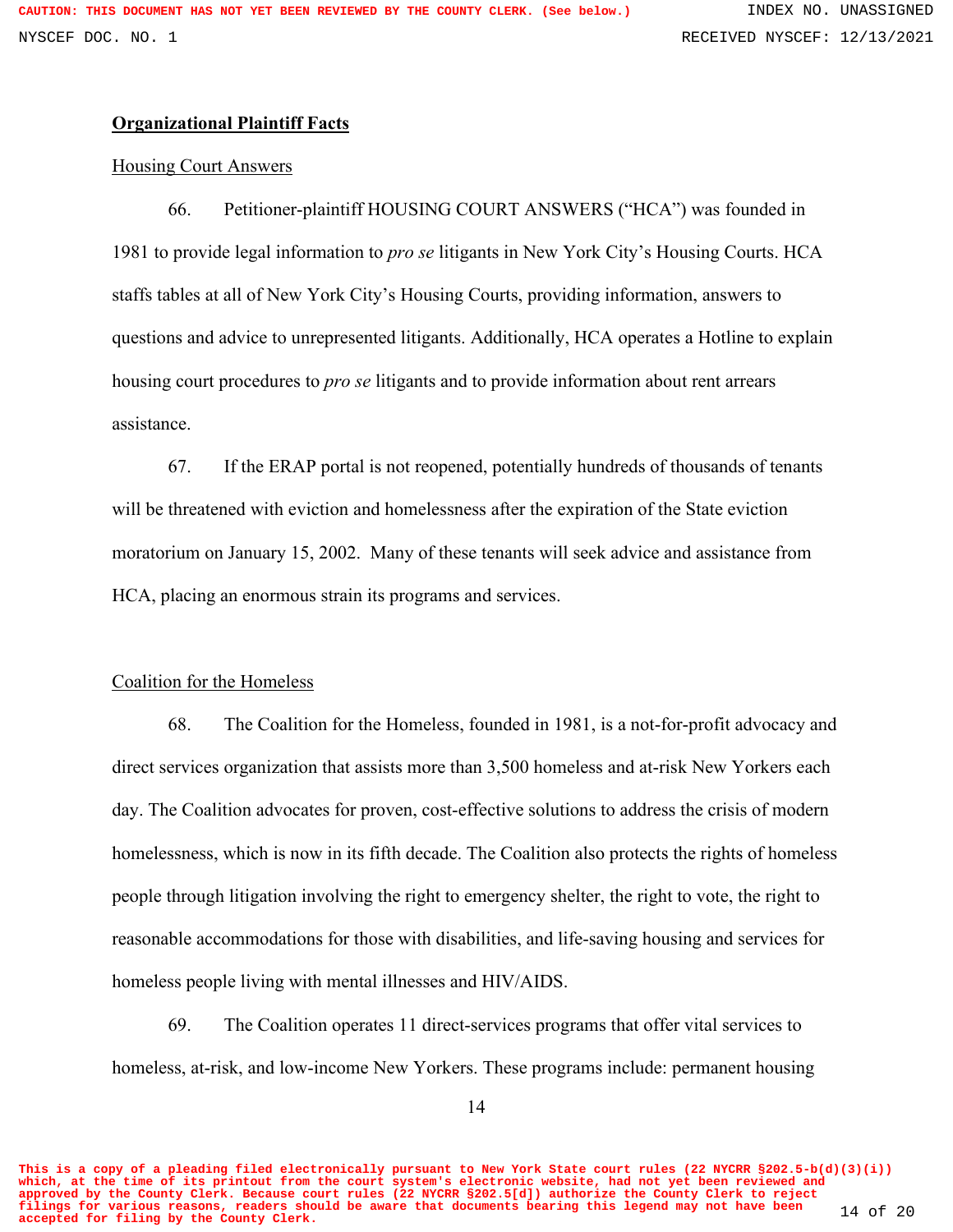**<u>Organizational Plaintiff Facts</u>**

<u>Housing Court Answers</u>

66. Petitioner-plaintiff HOUSING COURT ANSWERS ("HCA") was founded in 1981 to provide legal information to *pro se* litigants in New York City's Housing Courts. HCA staffs tables at all of New York City's Housing Courts, providing information, answers to questions and advice to unrepresented litigants. Additionally, HCA operates a Hotline to explain housing court procedures to *pro se* litigants and to provide information about rent arrears assistance.

67. If the ERAP portal is not reopened, potentially hundreds of thousands of tenants will be threatened with eviction and homelessness after the expiration of the State eviction moratorium on January 15, 2002. Many of these tenants will seek advice and assistance from HCA, placing an enormous strain its programs and services.

<u>Coalition for the Homeless</u>

68. The Coalition for the Homeless, founded in 1981, is a not-for-profit advocacy and direct services organization that assists more than 3,500 homeless and at-risk New Yorkers each day. The Coalition advocates for proven, cost-effective solutions to address the crisis of modern homelessness, which is now in its fifth decade. The Coalition also protects the rights of homeless people through litigation involving the right to emergency shelter, the right to vote, the right to reasonable accommodations for those with disabilities, and life-saving housing and services for homeless people living with mental illnesses and HIV/AIDS.

69. The Coalition operates 11 direct-services programs that offer vital services to homeless, at-risk, and low-income New Yorkers. These programs include: permanent housing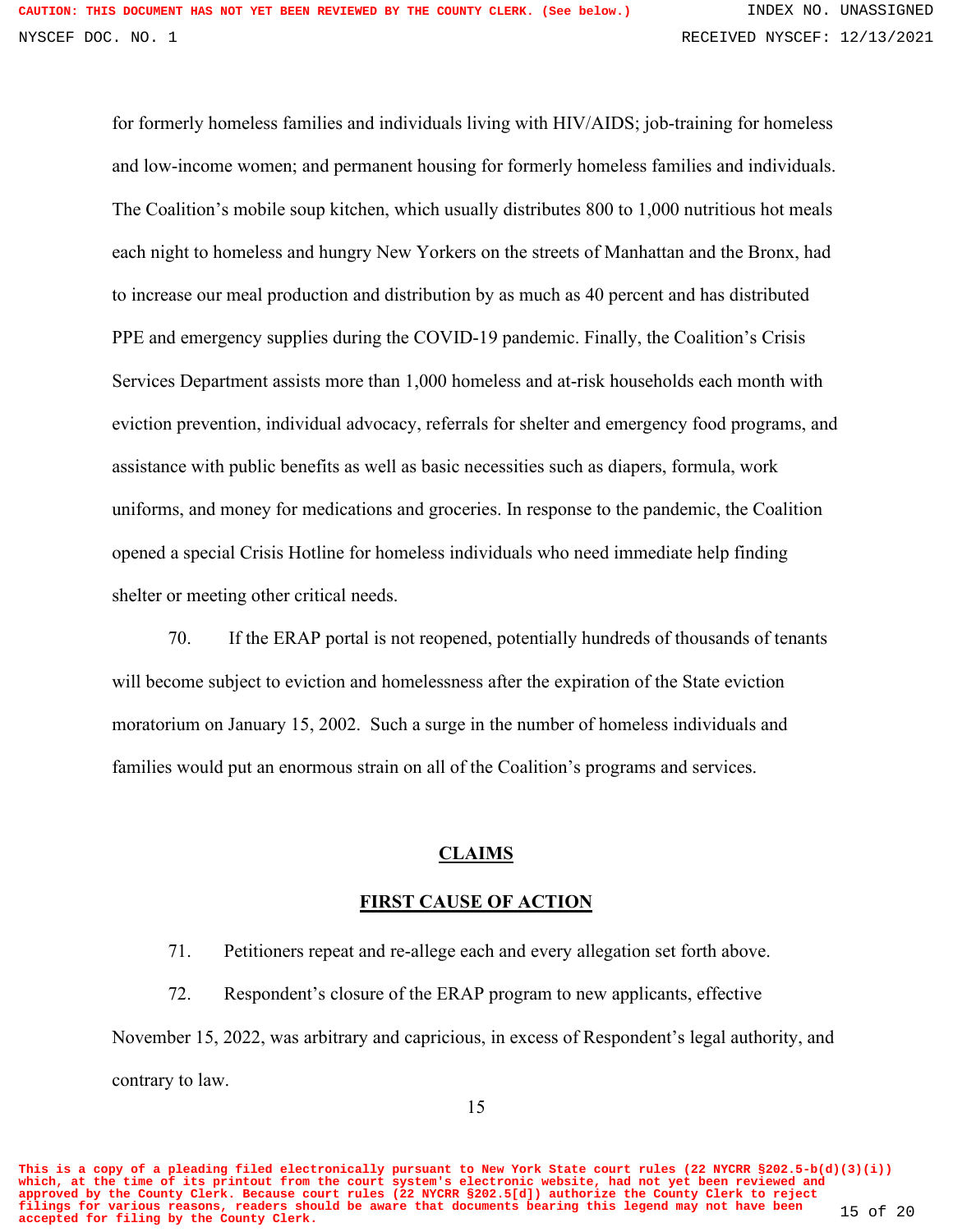for formerly homeless families and individuals living with HIV/AIDS; job-training for homeless and low-income women; and permanent housing for formerly homeless families and individuals. The Coalition's mobile soup kitchen, which usually distributes 800 to 1,000 nutritious hot meals each night to homeless and hungry New Yorkers on the streets of Manhattan and the Bronx, had to increase our meal production and distribution by as much as 40 percent and has distributed PPE and emergency supplies during the COVID-19 pandemic. Finally, the Coalition's Crisis Services Department assists more than 1,000 homeless and at-risk households each month with eviction prevention, individual advocacy, referrals for shelter and emergency food programs, and assistance with public benefits as well as basic necessities such as diapers, formula, work uniforms, and money for medications and groceries. In response to the pandemic, the Coalition opened a special Crisis Hotline for homeless individuals who need immediate help finding shelter or meeting other critical needs.

70. If the ERAP portal is not reopened, potentially hundreds of thousands of tenants will become subject to eviction and homelessness after the expiration of the State eviction moratorium on January 15, 2002. Such a surge in the number of homeless individuals and families would put an enormous strain on all of the Coalition's programs and services.

## CLAIMS

## FIRST CAUSE OF ACTION

71. Petitioners repeat and re-allege each and every allegation set forth above.

72. Respondent's closure of the ERAP program to new applicants, effective November 15, 2022, was arbitrary and capricious, in excess of Respondent's legal authority, and contrary to law.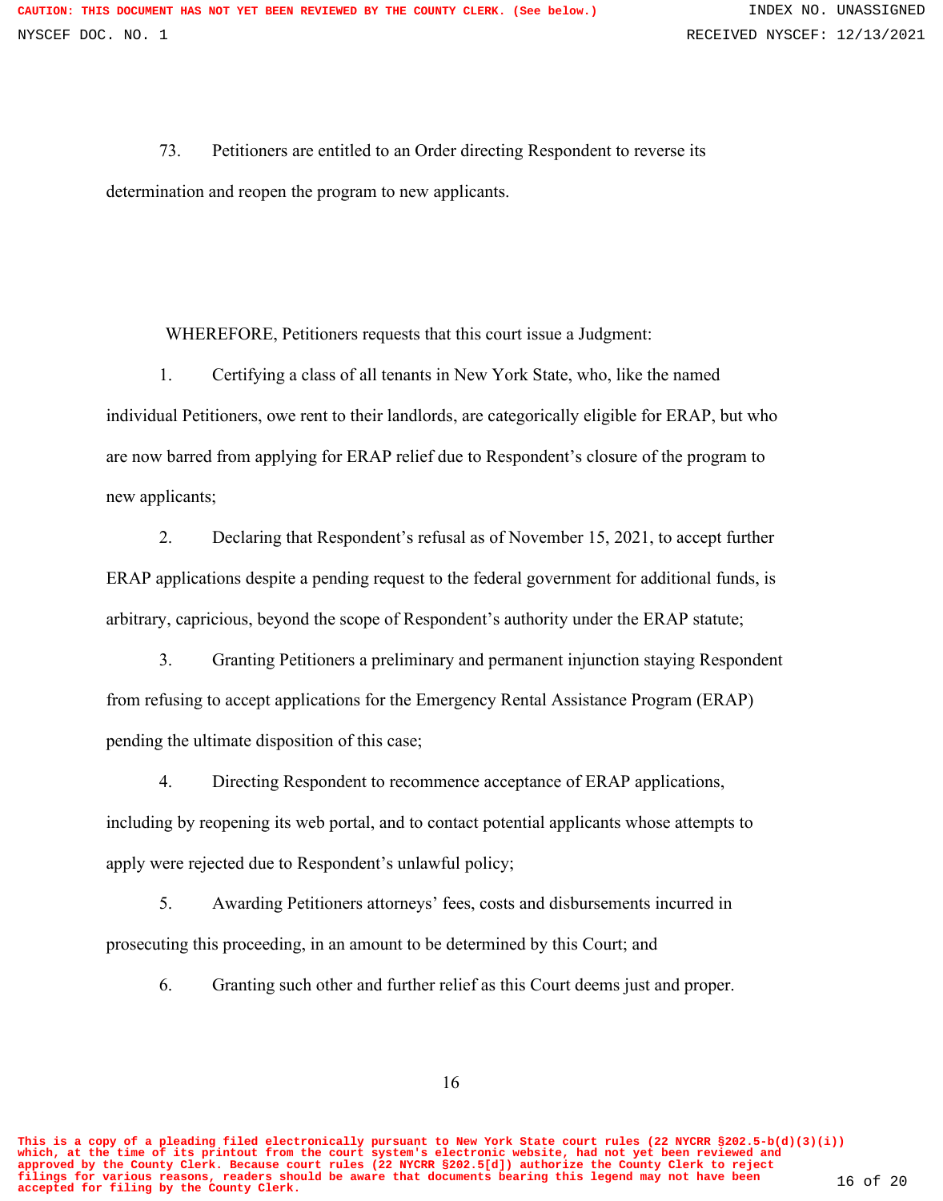73. Petitioners are entitled to an Order directing Respondent to reverse its determination and reopen the program to new applicants.

WHEREFORE, Petitioners requests that this court issue a Judgment:

1. Certifying a class of all tenants in New York State, who, like the named individual Petitioners, owe rent to their landlords, are categorically eligible for ERAP, but who are now barred from applying for ERAP relief due to Respondent's closure of the program to new applicants;

2. Declaring that Respondent's refusal as of November 15, 2021, to accept further ERAP applications despite a pending request to the federal government for additional funds, is arbitrary, capricious, beyond the scope of Respondent's authority under the ERAP statute;

3. Granting Petitioners a preliminary and permanent injunction staying Respondent from refusing to accept applications for the Emergency Rental Assistance Program (ERAP) pending the ultimate disposition of this case;

4. Directing Respondent to recommence acceptance of ERAP applications, including by reopening its web portal, and to contact potential applicants whose attempts to apply were rejected due to Respondent's unlawful policy;

5. Awarding Petitioners attorneys' fees, costs and disbursements incurred in prosecuting this proceeding, in an amount to be determined by this Court; and

6. Granting such other and further relief as this Court deems just and proper.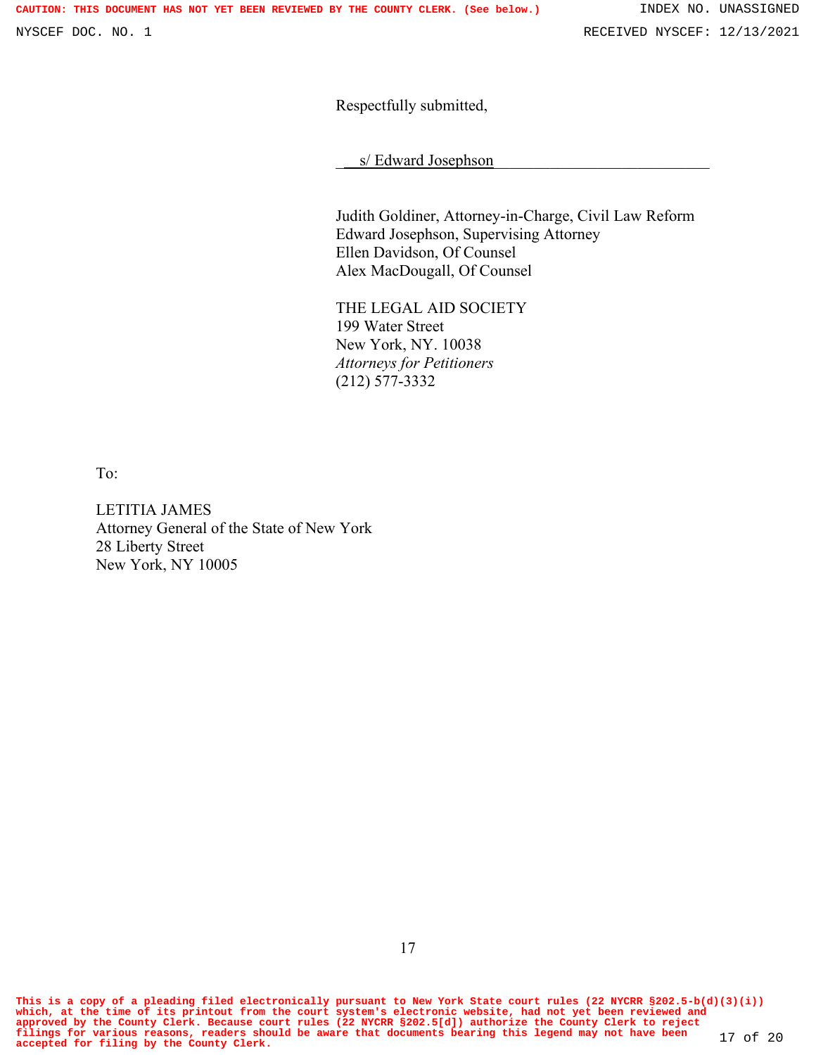Respectfully submitted,

s/ Edward Josephson

Judith Goldiner, Attorney-in-Charge, Civil Law Reform
Edward Josephson, Supervising Attorney
Ellen Davidson, Of Counsel
Alex MacDougall, Of Counsel

THE LEGAL AID SOCIETY
199 Water Street
New York, NY. 10038
*Attorneys for Petitioners*
(212) 577-3332

To:

LETITIA JAMES
Attorney General of the State of New York
28 Liberty Street
New York, NY 10005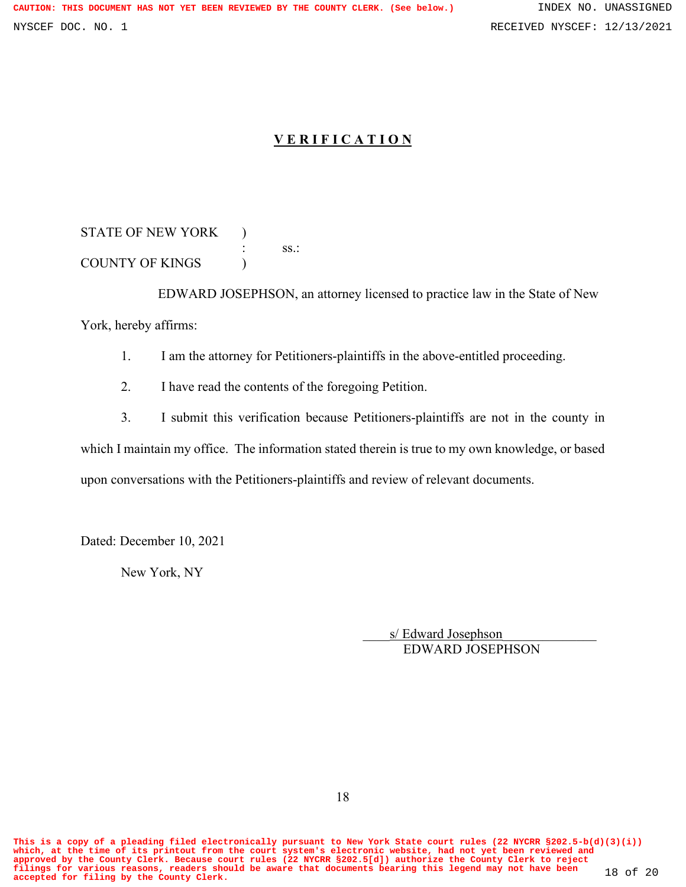# VERIFICATION

STATE OF NEW YORK )
: ss.:
COUNTY OF KINGS )

EDWARD JOSEPHSON, an attorney licensed to practice law in the State of New York, hereby affirms:

1. I am the attorney for Petitioners-plaintiffs in the above-entitled proceeding.

2. I have read the contents of the foregoing Petition.

3. I submit this verification because Petitioners-plaintiffs are not in the county in which I maintain my office. The information stated therein is true to my own knowledge, or based upon conversations with the Petitioners-plaintiffs and review of relevant documents.

Dated: December 10, 2021

New York, NY

s/ Edward Josephson
EDWARD JOSEPHSON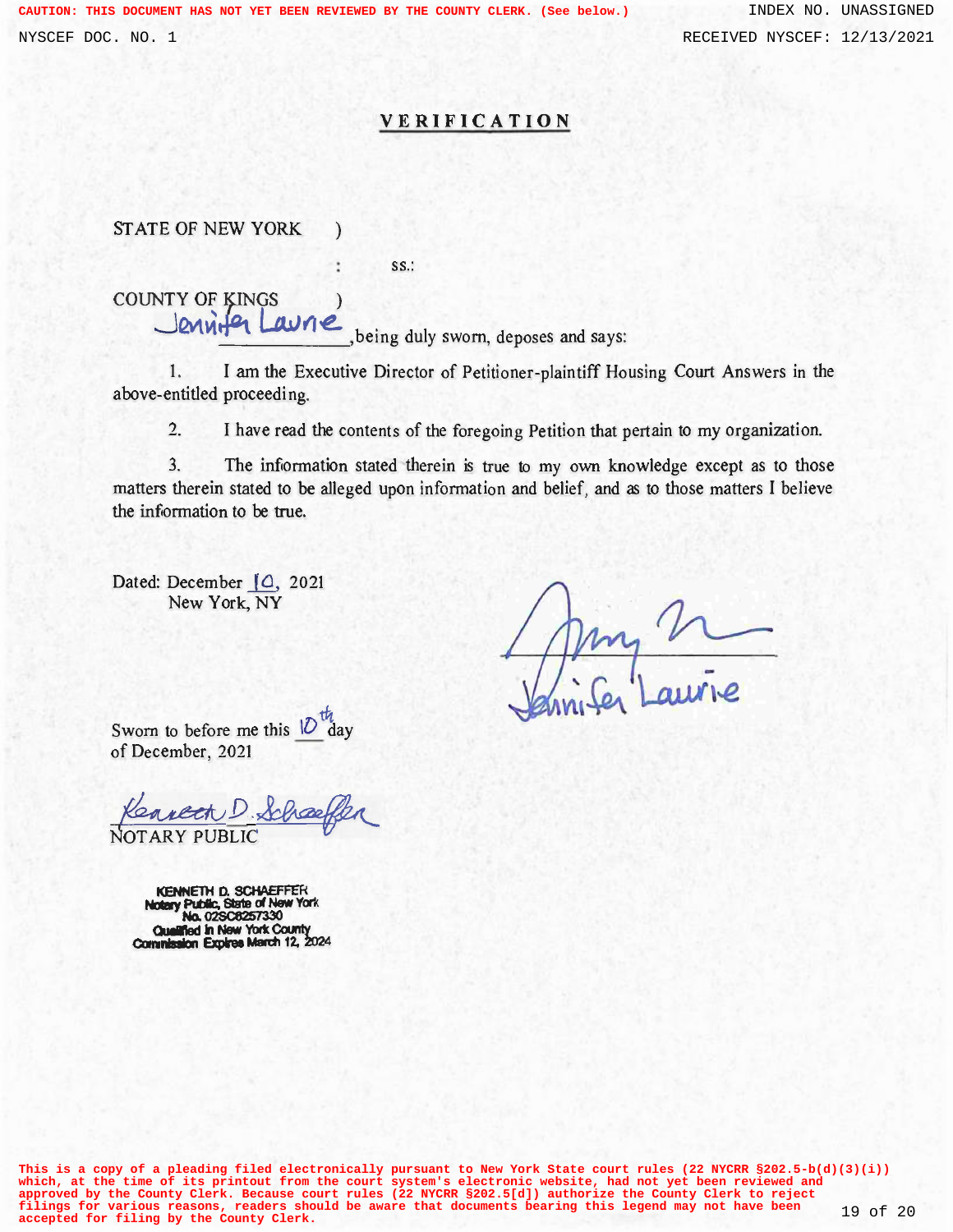CAUTION: THIS DOCUMENT HAS NOT YET BEEN REVIEWED BY THE COUNTY CLERK. (See below.)

INDEX NO. UNASSIGNED

NYSCEF DOC. NO. 1

RECEIVED NYSCEF: 12/13/2021

# VERIFICATION

STATE OF NEW YORK )

: ss.:

COUNTY OF KINGS )

Jennifer Laurie, being duly sworn, deposes and says:

1. I am the Executive Director of Petitioner-plaintiff Housing Court Answers in the above-entitled proceeding.

2. I have read the contents of the foregoing Petition that pertain to my organization.

3. The information stated therein is true to my own knowledge except as to those matters therein stated to be alleged upon information and belief, and as to those matters I believe the information to be true.

Dated: December 10, 2021
New York, NY

[Signature]
Jennifer Laurie

Sworn to before me this 10th day of December, 2021

[Signature: Kenneth D. Schaeffer]
NOTARY PUBLIC

KENNETH D. SCHAEFFER
Notary Public, State of New York
No. 02SC6257330
Qualified in New York County
Commission Expires March 12, 2024

This is a copy of a pleading filed electronically pursuant to New York State court rules (22 NYCRR §202.5-b(d)(3)(i)) which, at the time of its printout from the court system's electronic website, had not yet been reviewed and approved by the County Clerk. Because court rules (22 NYCRR §202.5[d]) authorize the County Clerk to reject filings for various reasons, readers should be aware that documents bearing this legend may not have been accepted for filing by the County Clerk.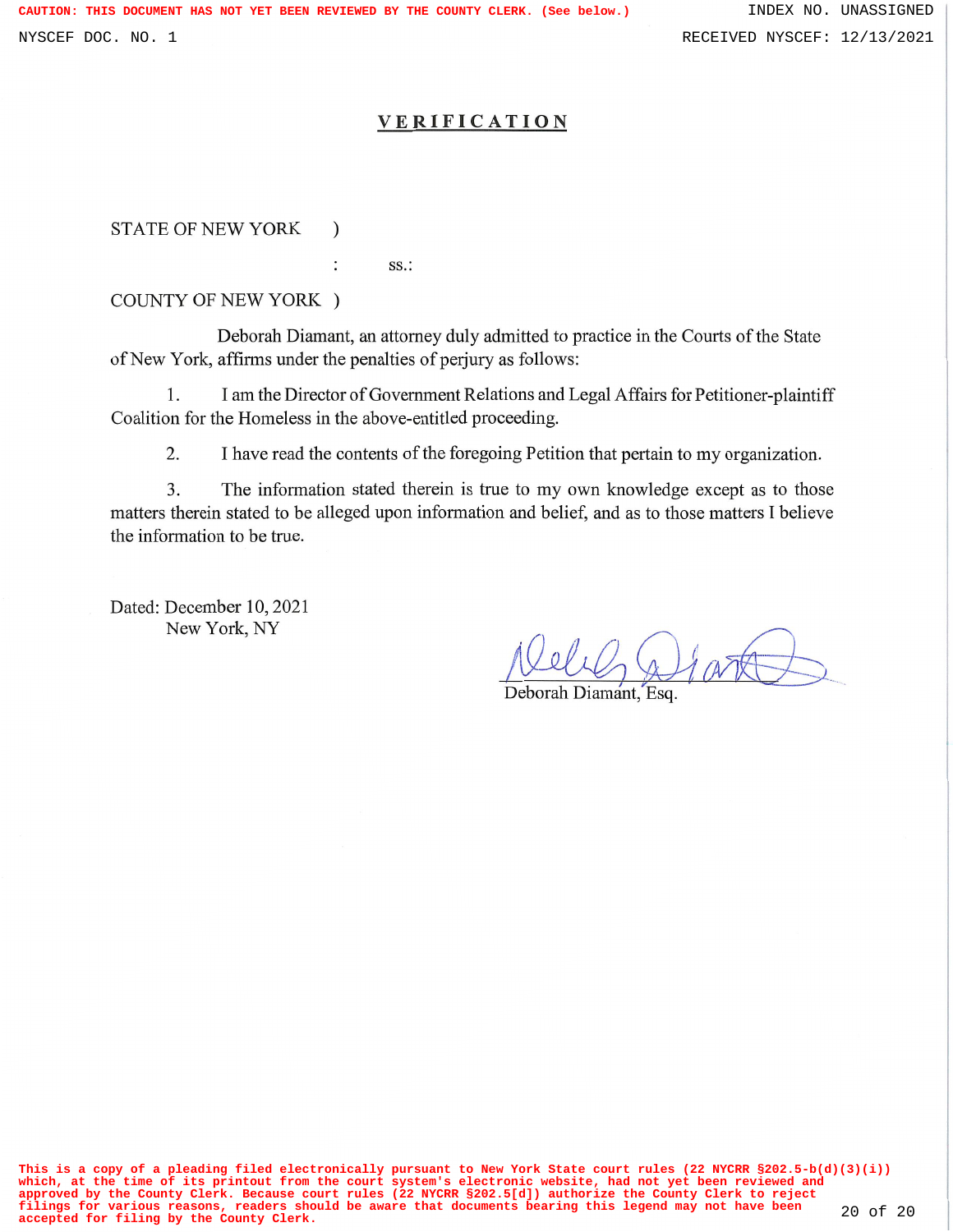# VERIFICATION

STATE OF NEW YORK )

: ss.:

COUNTY OF NEW YORK )

Deborah Diamant, an attorney duly admitted to practice in the Courts of the State of New York, affirms under the penalties of perjury as follows:

1. I am the Director of Government Relations and Legal Affairs for Petitioner-plaintiff Coalition for the Homeless in the above-entitled proceeding.

2. I have read the contents of the foregoing Petition that pertain to my organization.

3. The information stated therein is true to my own knowledge except as to those matters therein stated to be alleged upon information and belief, and as to those matters I believe the information to be true.

Dated: December 10, 2021
New York, NY

Deborah Diamant, Esq.